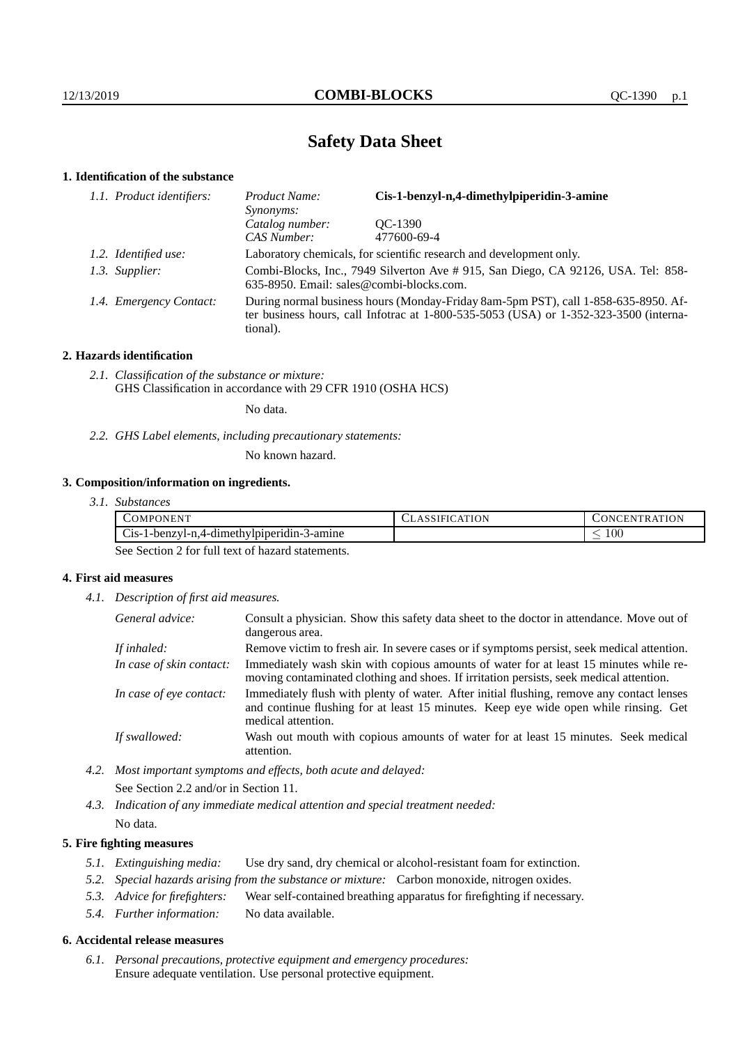# Safety Data Sheet

## 1. Identification of the substance

*1.1. Product identifiers:*

| | |
|---|---|
| *Product Name:* | **Cis-1-benzyl-n,4-dimethylpiperidin-3-amine** |
| *Synonyms:* | |
| *Catalog number:* | QC-1390 |
| *CAS Number:* | 477600-69-4 |

*1.2. Identified use:* Laboratory chemicals, for scientific research and development only.

*1.3. Supplier:* Combi-Blocks, Inc., 7949 Silverton Ave # 915, San Diego, CA 92126, USA. Tel: 858-635-8950. Email: sales@combi-blocks.com.

*1.4. Emergency Contact:* During normal business hours (Monday-Friday 8am-5pm PST), call 1-858-635-8950. After business hours, call Infotrac at 1-800-535-5053 (USA) or 1-352-323-3500 (international).

## 2. Hazards identification

*2.1. Classification of the substance or mixture:*
GHS Classification in accordance with 29 CFR 1910 (OSHA HCS)

No data.

*2.2. GHS Label elements, including precautionary statements:*

No known hazard.

## 3. Composition/information on ingredients.

*3.1. Substances*

| Component | Classification | Concentration |
|---|---|---|
| Cis-1-benzyl-n,4-dimethylpiperidin-3-amine | | $\leq 100$ |

See Section 2 for full text of hazard statements.

## 4. First aid measures

*4.1. Description of first aid measures.*

*General advice:* Consult a physician. Show this safety data sheet to the doctor in attendance. Move out of dangerous area.

*If inhaled:* Remove victim to fresh air. In severe cases or if symptoms persist, seek medical attention.

*In case of skin contact:* Immediately wash skin with copious amounts of water for at least 15 minutes while removing contaminated clothing and shoes. If irritation persists, seek medical attention.

*In case of eye contact:* Immediately flush with plenty of water. After initial flushing, remove any contact lenses and continue flushing for at least 15 minutes. Keep eye wide open while rinsing. Get medical attention.

*If swallowed:* Wash out mouth with copious amounts of water for at least 15 minutes. Seek medical attention.

*4.2. Most important symptoms and effects, both acute and delayed:*
See Section 2.2 and/or in Section 11.

*4.3. Indication of any immediate medical attention and special treatment needed:*
No data.

## 5. Fire fighting measures

*5.1. Extinguishing media:* Use dry sand, dry chemical or alcohol-resistant foam for extinction.

*5.2. Special hazards arising from the substance or mixture:* Carbon monoxide, nitrogen oxides.

*5.3. Advice for firefighters:* Wear self-contained breathing apparatus for firefighting if necessary.

*5.4. Further information:* No data available.

## 6. Accidental release measures

*6.1. Personal precautions, protective equipment and emergency procedures:*
Ensure adequate ventilation. Use personal protective equipment.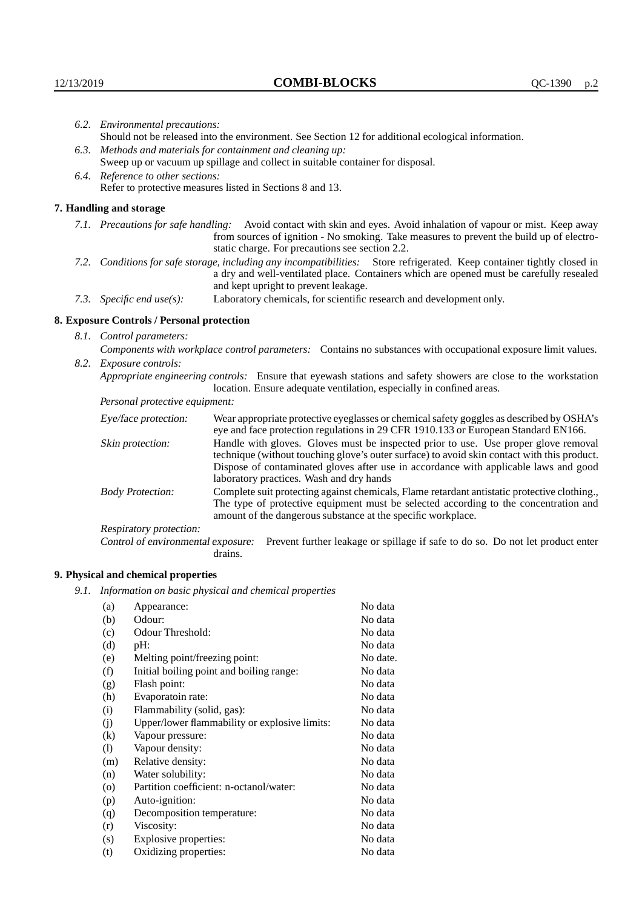*6.2. Environmental precautions:*
Should not be released into the environment. See Section 12 for additional ecological information.

*6.3. Methods and materials for containment and cleaning up:*
Sweep up or vacuum up spillage and collect in suitable container for disposal.

*6.4. Reference to other sections:*
Refer to protective measures listed in Sections 8 and 13.

## 7. Handling and storage

*7.1. Precautions for safe handling:* Avoid contact with skin and eyes. Avoid inhalation of vapour or mist. Keep away from sources of ignition - No smoking. Take measures to prevent the build up of electrostatic charge. For precautions see section 2.2.

*7.2. Conditions for safe storage, including any incompatibilities:* Store refrigerated. Keep container tightly closed in a dry and well-ventilated place. Containers which are opened must be carefully resealed and kept upright to prevent leakage.

*7.3. Specific end use(s):* Laboratory chemicals, for scientific research and development only.

## 8. Exposure Controls / Personal protection

*8.1. Control parameters:*
*Components with workplace control parameters:* Contains no substances with occupational exposure limit values.

*8.2. Exposure controls:*
*Appropriate engineering controls:* Ensure that eyewash stations and safety showers are close to the workstation location. Ensure adequate ventilation, especially in confined areas.

*Personal protective equipment:*

*Eye/face protection:* Wear appropriate protective eyeglasses or chemical safety goggles as described by OSHA's eye and face protection regulations in 29 CFR 1910.133 or European Standard EN166.

*Skin protection:* Handle with gloves. Gloves must be inspected prior to use. Use proper glove removal technique (without touching glove's outer surface) to avoid skin contact with this product. Dispose of contaminated gloves after use in accordance with applicable laws and good laboratory practices. Wash and dry hands

*Body Protection:* Complete suit protecting against chemicals, Flame retardant antistatic protective clothing., The type of protective equipment must be selected according to the concentration and amount of the dangerous substance at the specific workplace.

*Respiratory protection:*

*Control of environmental exposure:* Prevent further leakage or spillage if safe to do so. Do not let product enter drains.

## 9. Physical and chemical properties

*9.1. Information on basic physical and chemical properties*

| | | |
|---|---|---|
| (a) | Appearance: | No data |
| (b) | Odour: | No data |
| (c) | Odour Threshold: | No data |
| (d) | pH: | No data |
| (e) | Melting point/freezing point: | No date. |
| (f) | Initial boiling point and boiling range: | No data |
| (g) | Flash point: | No data |
| (h) | Evaporatoin rate: | No data |
| (i) | Flammability (solid, gas): | No data |
| (j) | Upper/lower flammability or explosive limits: | No data |
| (k) | Vapour pressure: | No data |
| (l) | Vapour density: | No data |
| (m) | Relative density: | No data |
| (n) | Water solubility: | No data |
| (o) | Partition coefficient: n-octanol/water: | No data |
| (p) | Auto-ignition: | No data |
| (q) | Decomposition temperature: | No data |
| (r) | Viscosity: | No data |
| (s) | Explosive properties: | No data |
| (t) | Oxidizing properties: | No data |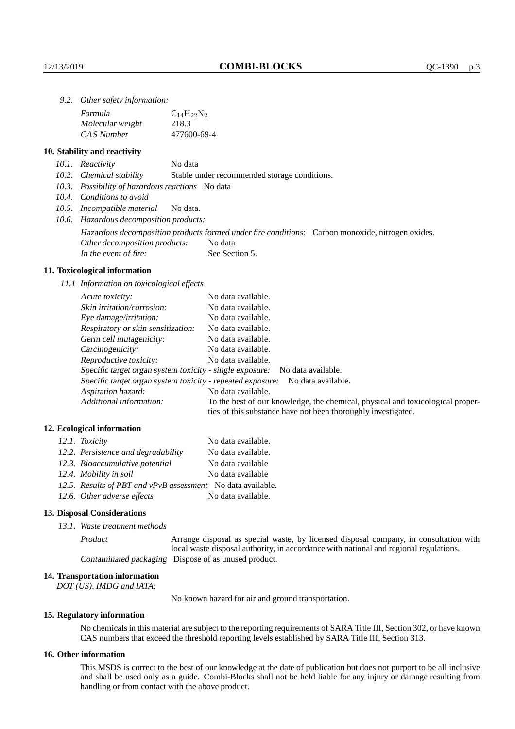*9.2. Other safety information:*

| | |
|---|---|
| *Formula* | $C_{14}H_{22}N_2$ |
| *Molecular weight* | 218.3 |
| *CAS Number* | 477600-69-4 |

## 10. Stability and reactivity

*10.1. Reactivity* No data

*10.2. Chemical stability* Stable under recommended storage conditions.

*10.3. Possibility of hazardous reactions* No data

*10.4. Conditions to avoid*

*10.5. Incompatible material* No data.

*10.6. Hazardous decomposition products:*

*Hazardous decomposition products formed under fire conditions:* Carbon monoxide, nitrogen oxides.

*Other decomposition products:* No data

*In the event of fire:* See Section 5.

## 11. Toxicological information

*11.1 Information on toxicological effects*

| | |
|---|---|
| *Acute toxicity:* | No data available. |
| *Skin irritation/corrosion:* | No data available. |
| *Eye damage/irritation:* | No data available. |
| *Respiratory or skin sensitization:* | No data available. |
| *Germ cell mutagenicity:* | No data available. |
| *Carcinogenicity:* | No data available. |
| *Reproductive toxicity:* | No data available. |
| *Specific target organ system toxicity - single exposure:* | No data available. |
| *Specific target organ system toxicity - repeated exposure:* | No data available. |
| *Aspiration hazard:* | No data available. |
| *Additional information:* | To the best of our knowledge, the chemical, physical and toxicological properties of this substance have not been thoroughly investigated. |

## 12. Ecological information

| | |
|---|---|
| *12.1. Toxicity* | No data available. |
| *12.2. Persistence and degradability* | No data available. |
| *12.3. Bioaccumulative potential* | No data available |
| *12.4. Mobility in soil* | No data available |
| *12.5. Results of PBT and vPvB assessment* | No data available. |
| *12.6. Other adverse effects* | No data available. |

## 13. Disposal Considerations

*13.1. Waste treatment methods*

*Product* Arrange disposal as special waste, by licensed disposal company, in consultation with local waste disposal authority, in accordance with national and regional regulations.

*Contaminated packaging* Dispose of as unused product.

## 14. Transportation information

*DOT (US), IMDG and IATA:*

No known hazard for air and ground transportation.

## 15. Regulatory information

No chemicals in this material are subject to the reporting requirements of SARA Title III, Section 302, or have known CAS numbers that exceed the threshold reporting levels established by SARA Title III, Section 313.

## 16. Other information

This MSDS is correct to the best of our knowledge at the date of publication but does not purport to be all inclusive and shall be used only as a guide. Combi-Blocks shall not be held liable for any injury or damage resulting from handling or from contact with the above product.